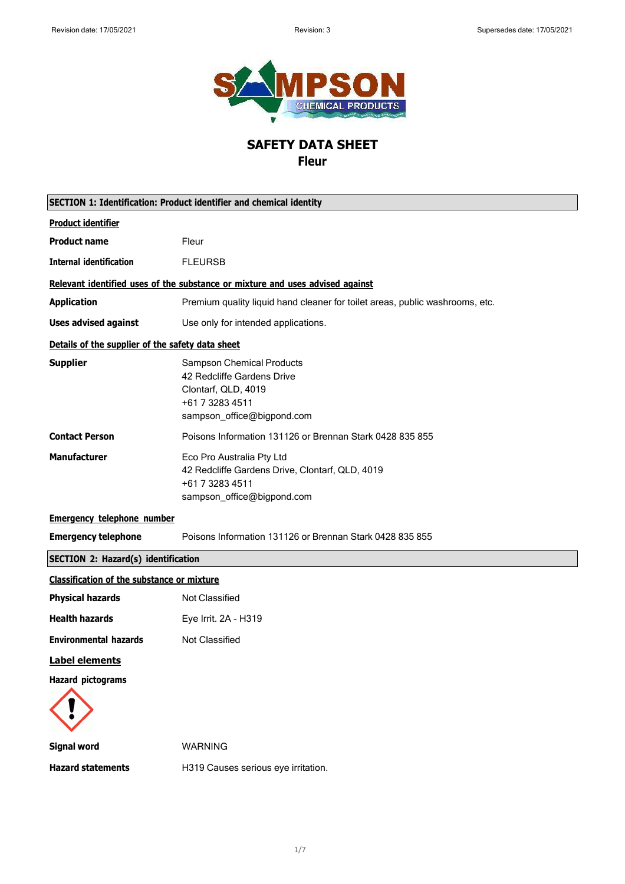# SAFETY DATA SHEET
## Fleur

## SECTION 1: Identification: Product identifier and chemical identity

**Product identifier**

| | |
|---|---|
| **Product name** | Fleur |
| **Internal identification** | FLEURSB |

**Relevant identified uses of the substance or mixture and uses advised against**

| | |
|---|---|
| **Application** | Premium quality liquid hand cleaner for toilet areas, public washrooms, etc. |
| **Uses advised against** | Use only for intended applications. |

**Details of the supplier of the safety data sheet**

| | |
|---|---|
| **Supplier** | Sampson Chemical Products<br>42 Redcliffe Gardens Drive<br>Clontarf, QLD, 4019<br>+61 7 3283 4511<br>sampson_office@bigpond.com |
| **Contact Person** | Poisons Information 131126 or Brennan Stark 0428 835 855 |
| **Manufacturer** | Eco Pro Australia Pty Ltd<br>42 Redcliffe Gardens Drive, Clontarf, QLD, 4019<br>+61 7 3283 4511<br>sampson_office@bigpond.com |

**Emergency telephone number**

| | |
|---|---|
| **Emergency telephone** | Poisons Information 131126 or Brennan Stark 0428 835 855 |

## SECTION 2: Hazard(s) identification

**Classification of the substance or mixture**

| | |
|---|---|
| **Physical hazards** | Not Classified |
| **Health hazards** | Eye Irrit. 2A - H319 |
| **Environmental hazards** | Not Classified |

**Label elements**

**Hazard pictograms**

| | |
|---|---|
| **Signal word** | WARNING |
| **Hazard statements** | H319 Causes serious eye irritation. |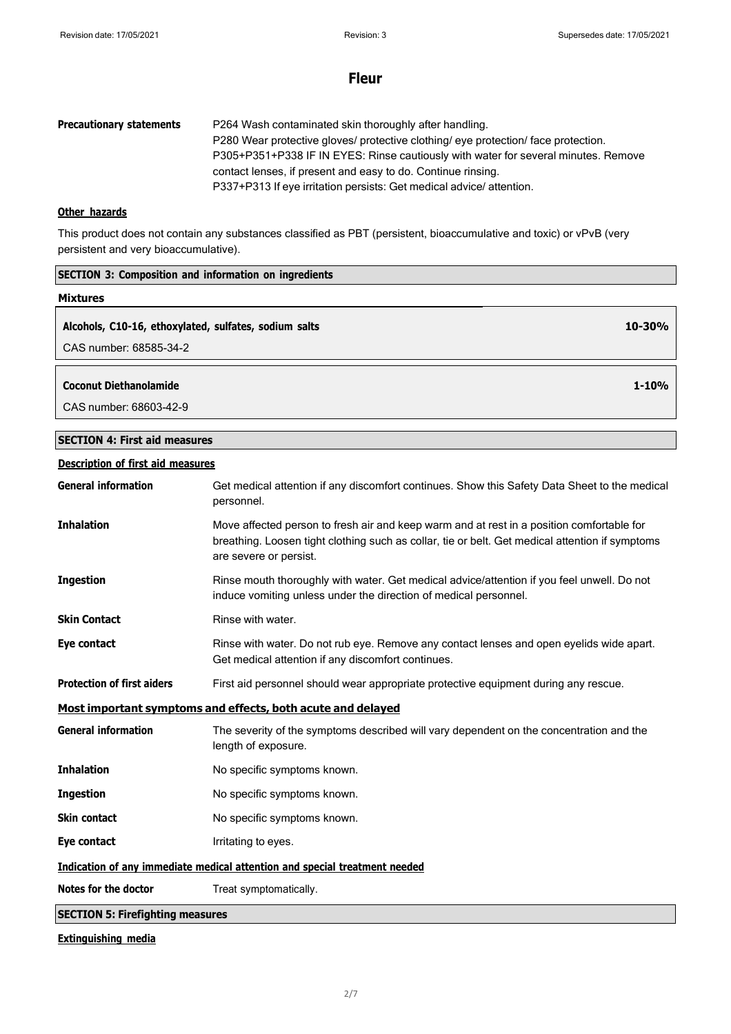| | |
|---|---|
| **Precautionary statements** | P264 Wash contaminated skin thoroughly after handling.<br>P280 Wear protective gloves/ protective clothing/ eye protection/ face protection.<br>P305+P351+P338 IF IN EYES: Rinse cautiously with water for several minutes. Remove contact lenses, if present and easy to do. Continue rinsing.<br>P337+P313 If eye irritation persists: Get medical advice/ attention. |

**Other hazards**

This product does not contain any substances classified as PBT (persistent, bioaccumulative and toxic) or vPvB (very persistent and very bioaccumulative).

## SECTION 3: Composition and information on ingredients

### Mixtures

| | |
|---|---|
| **Alcohols, C10-16, ethoxylated, sulfates, sodium salts** | **10-30%** |
| CAS number: 68585-34-2 | |

| | |
|---|---|
| **Coconut Diethanolamide** | **1-10%** |
| CAS number: 68603-42-9 | |

## SECTION 4: First aid measures

**Description of first aid measures**

| | |
|---|---|
| **General information** | Get medical attention if any discomfort continues. Show this Safety Data Sheet to the medical personnel. |
| **Inhalation** | Move affected person to fresh air and keep warm and at rest in a position comfortable for breathing. Loosen tight clothing such as collar, tie or belt. Get medical attention if symptoms are severe or persist. |
| **Ingestion** | Rinse mouth thoroughly with water. Get medical advice/attention if you feel unwell. Do not induce vomiting unless under the direction of medical personnel. |
| **Skin Contact** | Rinse with water. |
| **Eye contact** | Rinse with water. Do not rub eye. Remove any contact lenses and open eyelids wide apart. Get medical attention if any discomfort continues. |
| **Protection of first aiders** | First aid personnel should wear appropriate protective equipment during any rescue. |

**Most important symptoms and effects, both acute and delayed**

| | |
|---|---|
| **General information** | The severity of the symptoms described will vary dependent on the concentration and the length of exposure. |
| **Inhalation** | No specific symptoms known. |
| **Ingestion** | No specific symptoms known. |
| **Skin contact** | No specific symptoms known. |
| **Eye contact** | Irritating to eyes. |

**Indication of any immediate medical attention and special treatment needed**

| | |
|---|---|
| **Notes for the doctor** | Treat symptomatically. |

## SECTION 5: Firefighting measures

**Extinguishing media**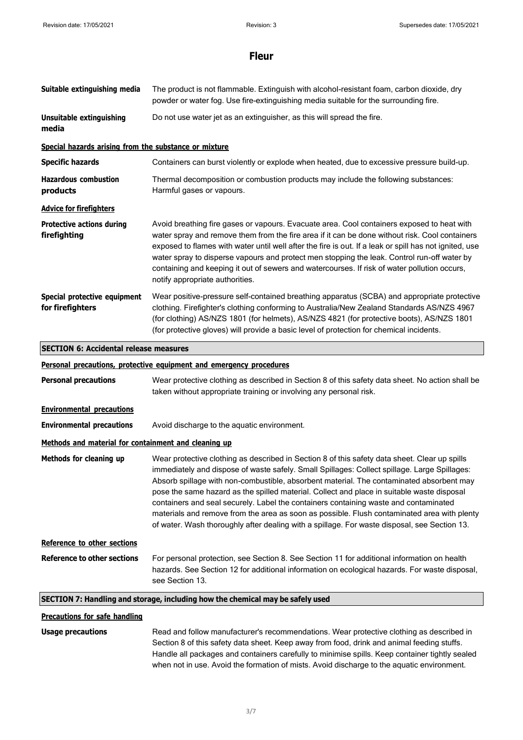# Fleur

| | |
|---|---|
| **Suitable extinguishing media** | The product is not flammable. Extinguish with alcohol-resistant foam, carbon dioxide, dry powder or water fog. Use fire-extinguishing media suitable for the surrounding fire. |
| **Unsuitable extinguishing media** | Do not use water jet as an extinguisher, as this will spread the fire. |

**Special hazards arising from the substance or mixture**

| | |
|---|---|
| **Specific hazards** | Containers can burst violently or explode when heated, due to excessive pressure build-up. |
| **Hazardous combustion products** | Thermal decomposition or combustion products may include the following substances: Harmful gases or vapours. |

**Advice for firefighters**

| | |
|---|---|
| **Protective actions during firefighting** | Avoid breathing fire gases or vapours. Evacuate area. Cool containers exposed to heat with water spray and remove them from the fire area if it can be done without risk. Cool containers exposed to flames with water until well after the fire is out. If a leak or spill has not ignited, use water spray to disperse vapours and protect men stopping the leak. Control run-off water by containing and keeping it out of sewers and watercourses. If risk of water pollution occurs, notify appropriate authorities. |
| **Special protective equipment for firefighters** | Wear positive-pressure self-contained breathing apparatus (SCBA) and appropriate protective clothing. Firefighter's clothing conforming to Australia/New Zealand Standards AS/NZS 4967 (for clothing) AS/NZS 1801 (for helmets), AS/NZS 4821 (for protective boots), AS/NZS 1801 (for protective gloves) will provide a basic level of protection for chemical incidents. |

## SECTION 6: Accidental release measures

**Personal precautions, protective equipment and emergency procedures**

| | |
|---|---|
| **Personal precautions** | Wear protective clothing as described in Section 8 of this safety data sheet. No action shall be taken without appropriate training or involving any personal risk. |

**Environmental precautions**

| | |
|---|---|
| **Environmental precautions** | Avoid discharge to the aquatic environment. |

**Methods and material for containment and cleaning up**

| | |
|---|---|
| **Methods for cleaning up** | Wear protective clothing as described in Section 8 of this safety data sheet. Clear up spills immediately and dispose of waste safely. Small Spillages: Collect spillage. Large Spillages: Absorb spillage with non-combustible, absorbent material. The contaminated absorbent may pose the same hazard as the spilled material. Collect and place in suitable waste disposal containers and seal securely. Label the containers containing waste and contaminated materials and remove from the area as soon as possible. Flush contaminated area with plenty of water. Wash thoroughly after dealing with a spillage. For waste disposal, see Section 13. |

**Reference to other sections**

| | |
|---|---|
| **Reference to other sections** | For personal protection, see Section 8. See Section 11 for additional information on health hazards. See Section 12 for additional information on ecological hazards. For waste disposal, see Section 13. |

## SECTION 7: Handling and storage, including how the chemical may be safely used

**Precautions for safe handling**

| | |
|---|---|
| **Usage precautions** | Read and follow manufacturer's recommendations. Wear protective clothing as described in Section 8 of this safety data sheet. Keep away from food, drink and animal feeding stuffs. Handle all packages and containers carefully to minimise spills. Keep container tightly sealed when not in use. Avoid the formation of mists. Avoid discharge to the aquatic environment. |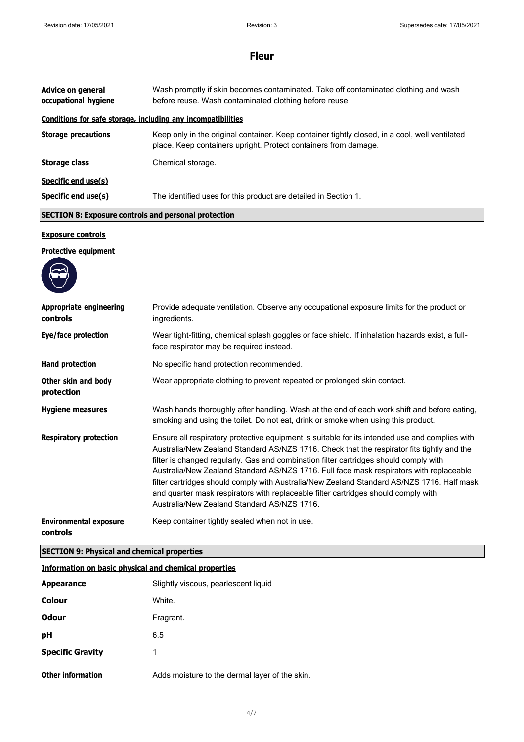# Fleur

| | |
|---|---|
| **Advice on general occupational hygiene** | Wash promptly if skin becomes contaminated. Take off contaminated clothing and wash before reuse. Wash contaminated clothing before reuse. |

**Conditions for safe storage, including any incompatibilities**

| | |
|---|---|
| **Storage precautions** | Keep only in the original container. Keep container tightly closed, in a cool, well ventilated place. Keep containers upright. Protect containers from damage. |
| **Storage class** | Chemical storage. |

**Specific end use(s)**

| | |
|---|---|
| **Specific end use(s)** | The identified uses for this product are detailed in Section 1. |

## SECTION 8: Exposure controls and personal protection

**Exposure controls**

**Protective equipment**

| | |
|---|---|
| **Appropriate engineering controls** | Provide adequate ventilation. Observe any occupational exposure limits for the product or ingredients. |
| **Eye/face protection** | Wear tight-fitting, chemical splash goggles or face shield. If inhalation hazards exist, a full-face respirator may be required instead. |
| **Hand protection** | No specific hand protection recommended. |
| **Other skin and body protection** | Wear appropriate clothing to prevent repeated or prolonged skin contact. |
| **Hygiene measures** | Wash hands thoroughly after handling. Wash at the end of each work shift and before eating, smoking and using the toilet. Do not eat, drink or smoke when using this product. |
| **Respiratory protection** | Ensure all respiratory protective equipment is suitable for its intended use and complies with Australia/New Zealand Standard AS/NZS 1716. Check that the respirator fits tightly and the filter is changed regularly. Gas and combination filter cartridges should comply with Australia/New Zealand Standard AS/NZS 1716. Full face mask respirators with replaceable filter cartridges should comply with Australia/New Zealand Standard AS/NZS 1716. Half mask and quarter mask respirators with replaceable filter cartridges should comply with Australia/New Zealand Standard AS/NZS 1716. |
| **Environmental exposure controls** | Keep container tightly sealed when not in use. |

## SECTION 9: Physical and chemical properties

**Information on basic physical and chemical properties**

| | |
|---|---|
| **Appearance** | Slightly viscous, pearlescent liquid |
| **Colour** | White. |
| **Odour** | Fragrant. |
| **pH** | 6.5 |
| **Specific Gravity** | 1 |
| **Other information** | Adds moisture to the dermal layer of the skin. |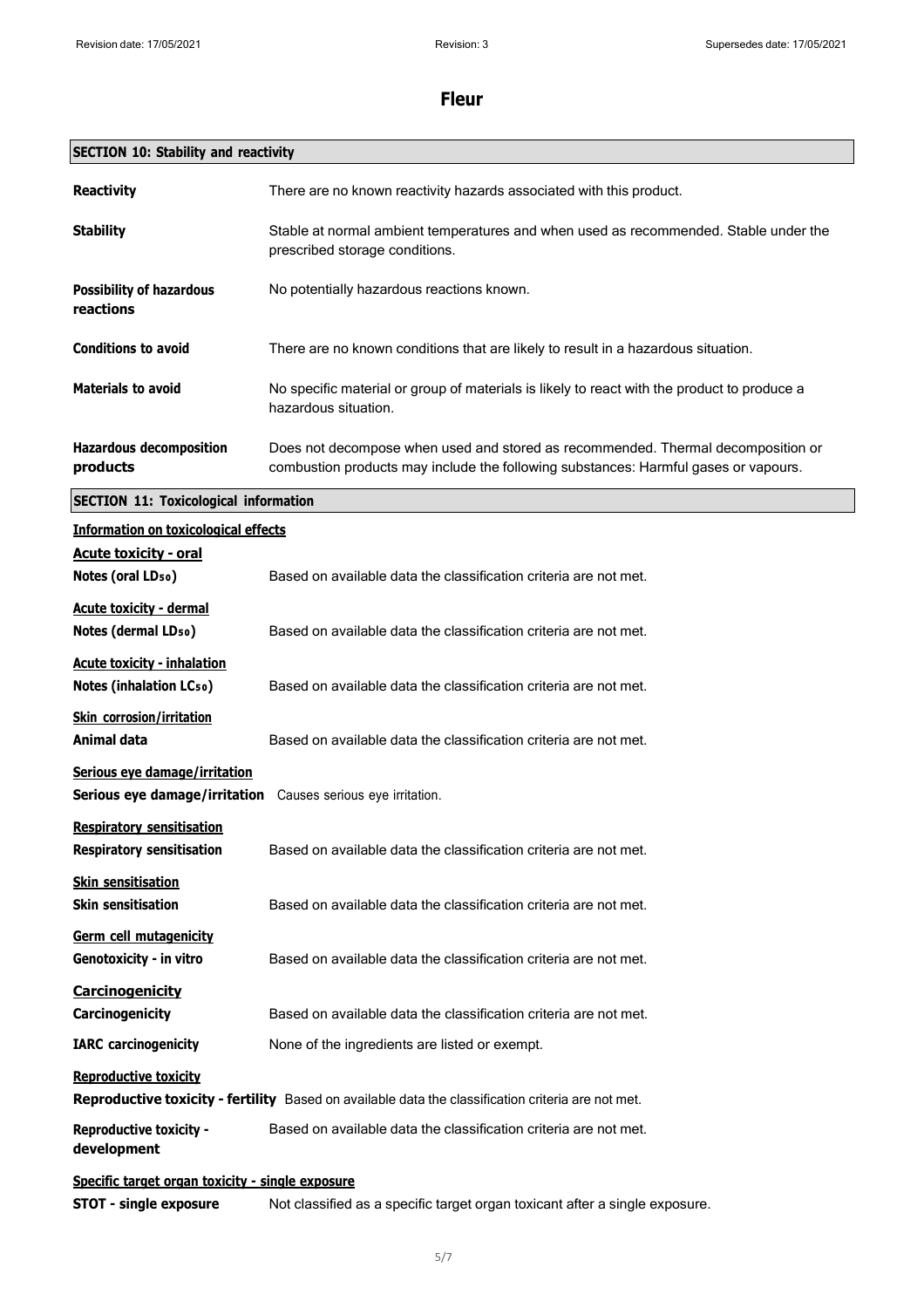## SECTION 10: Stability and reactivity

**Reactivity** There are no known reactivity hazards associated with this product.

**Stability** Stable at normal ambient temperatures and when used as recommended. Stable under the prescribed storage conditions.

**Possibility of hazardous reactions** No potentially hazardous reactions known.

**Conditions to avoid** There are no known conditions that are likely to result in a hazardous situation.

**Materials to avoid** No specific material or group of materials is likely to react with the product to produce a hazardous situation.

**Hazardous decomposition products** Does not decompose when used and stored as recommended. Thermal decomposition or combustion products may include the following substances: Harmful gases or vapours.

## SECTION 11: Toxicological information

### Information on toxicological effects

**Acute toxicity - oral**

**Notes (oral $LD_{50}$)** Based on available data the classification criteria are not met.

**Acute toxicity - dermal**

**Notes (dermal $LD_{50}$)** Based on available data the classification criteria are not met.

**Acute toxicity - inhalation**

**Notes (inhalation $LC_{50}$)** Based on available data the classification criteria are not met.

**Skin corrosion/irritation**

**Animal data** Based on available data the classification criteria are not met.

**Serious eye damage/irritation**

**Serious eye damage/irritation** Causes serious eye irritation.

**Respiratory sensitisation**

**Respiratory sensitisation** Based on available data the classification criteria are not met.

**Skin sensitisation**

**Skin sensitisation** Based on available data the classification criteria are not met.

**Germ cell mutagenicity**

**Genotoxicity - in vitro** Based on available data the classification criteria are not met.

**Carcinogenicity**

**Carcinogenicity** Based on available data the classification criteria are not met.

**IARC carcinogenicity** None of the ingredients are listed or exempt.

**Reproductive toxicity**

**Reproductive toxicity - fertility** Based on available data the classification criteria are not met.

**Reproductive toxicity - development** Based on available data the classification criteria are not met.

**Specific target organ toxicity - single exposure**

**STOT - single exposure** Not classified as a specific target organ toxicant after a single exposure.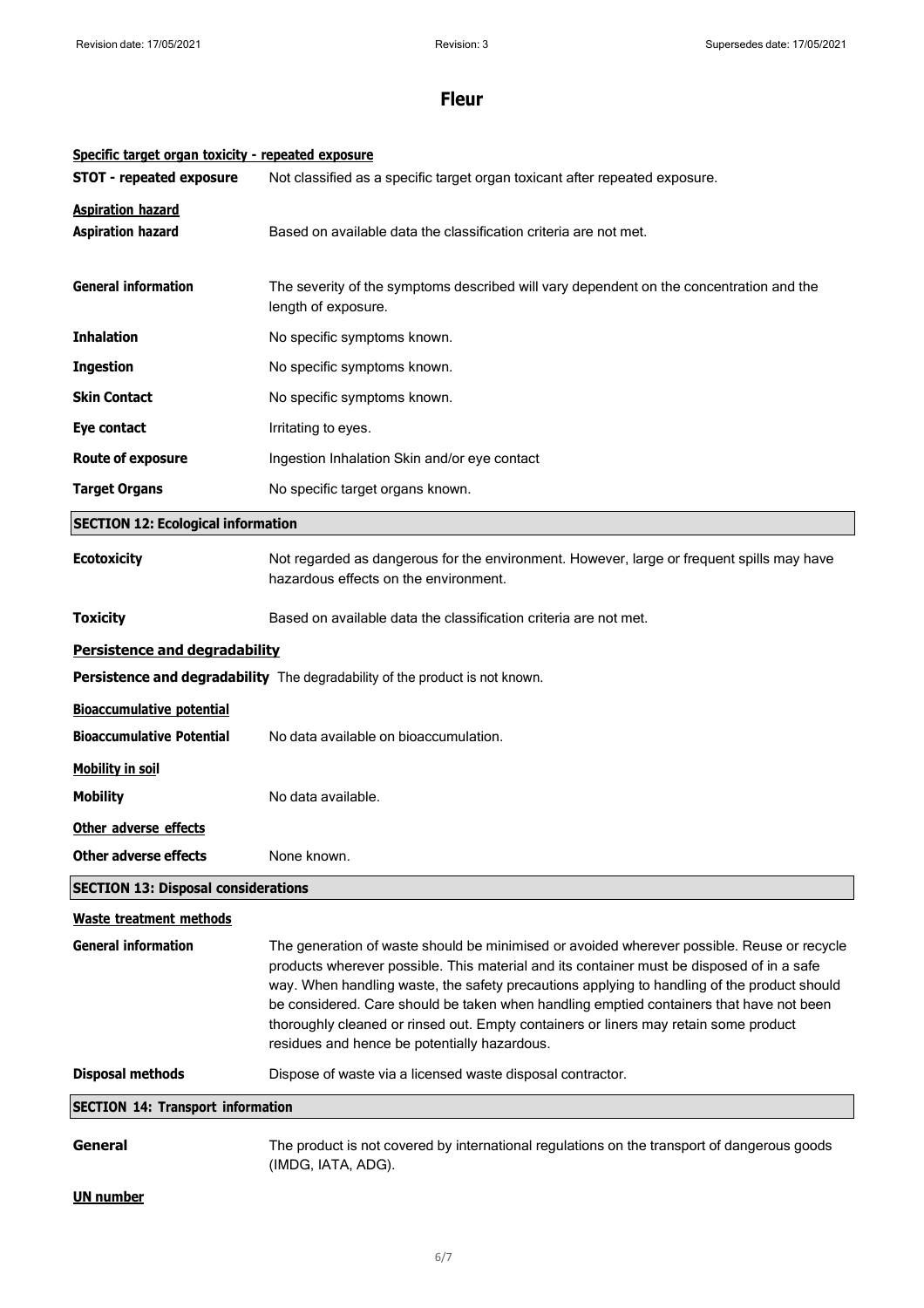# Fleur

**Specific target organ toxicity - repeated exposure**

**STOT - repeated exposure** Not classified as a specific target organ toxicant after repeated exposure.

**Aspiration hazard**

**Aspiration hazard** Based on available data the classification criteria are not met.

**General information** The severity of the symptoms described will vary dependent on the concentration and the length of exposure.

**Inhalation** No specific symptoms known.

**Ingestion** No specific symptoms known.

**Skin Contact** No specific symptoms known.

**Eye contact** Irritating to eyes.

**Route of exposure** Ingestion Inhalation Skin and/or eye contact

**Target Organs** No specific target organs known.

## SECTION 12: Ecological information

**Ecotoxicity** Not regarded as dangerous for the environment. However, large or frequent spills may have hazardous effects on the environment.

**Toxicity** Based on available data the classification criteria are not met.

**Persistence and degradability**

**Persistence and degradability** The degradability of the product is not known.

**Bioaccumulative potential**

**Bioaccumulative Potential** No data available on bioaccumulation.

**Mobility in soil**

**Mobility** No data available.

**Other adverse effects**

**Other adverse effects** None known.

## SECTION 13: Disposal considerations

**Waste treatment methods**

**General information** The generation of waste should be minimised or avoided wherever possible. Reuse or recycle products wherever possible. This material and its container must be disposed of in a safe way. When handling waste, the safety precautions applying to handling of the product should be considered. Care should be taken when handling emptied containers that have not been thoroughly cleaned or rinsed out. Empty containers or liners may retain some product residues and hence be potentially hazardous.

**Disposal methods** Dispose of waste via a licensed waste disposal contractor.

## SECTION 14: Transport information

**General** The product is not covered by international regulations on the transport of dangerous goods (IMDG, IATA, ADG).

**UN number**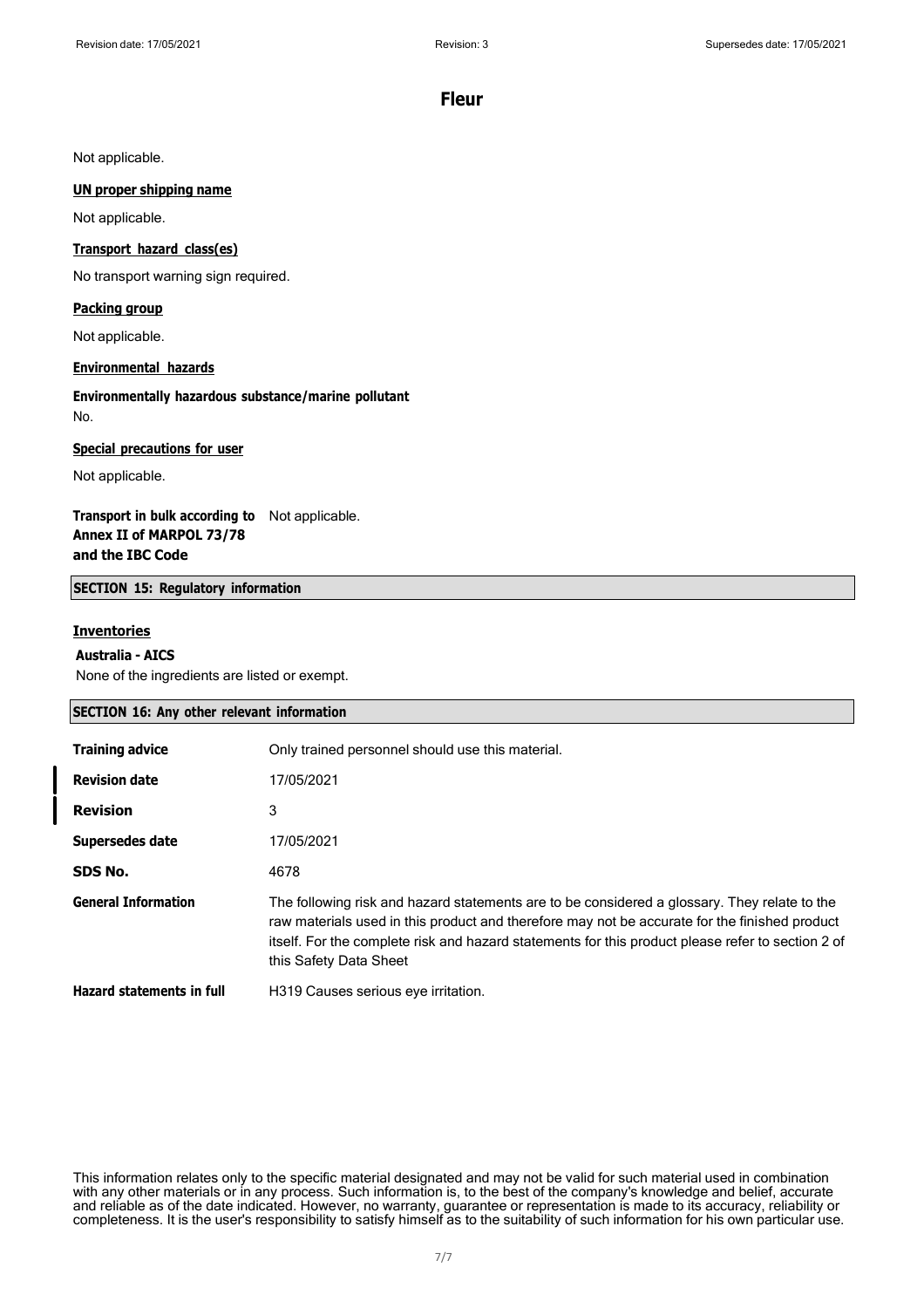Not applicable.

**UN proper shipping name**

Not applicable.

**Transport hazard class(es)**

No transport warning sign required.

**Packing group**

Not applicable.

**Environmental hazards**

**Environmentally hazardous substance/marine pollutant**

No.

**Special precautions for user**

Not applicable.

**Transport in bulk according to Annex II of MARPOL 73/78 and the IBC Code** Not applicable.

## SECTION 15: Regulatory information

**Inventories**

**Australia - AICS**

None of the ingredients are listed or exempt.

## SECTION 16: Any other relevant information

| | |
|---|---|
| **Training advice** | Only trained personnel should use this material. |
| **Revision date** | 17/05/2021 |
| **Revision** | 3 |
| **Supersedes date** | 17/05/2021 |
| **SDS No.** | 4678 |
| **General Information** | The following risk and hazard statements are to be considered a glossary. They relate to the raw materials used in this product and therefore may not be accurate for the finished product itself. For the complete risk and hazard statements for this product please refer to section 2 of this Safety Data Sheet |
| **Hazard statements in full** | H319 Causes serious eye irritation. |

This information relates only to the specific material designated and may not be valid for such material used in combination with any other materials or in any process. Such information is, to the best of the company's knowledge and belief, accurate and reliable as of the date indicated. However, no warranty, guarantee or representation is made to its accuracy, reliability or completeness. It is the user's responsibility to satisfy himself as to the suitability of such information for his own particular use.